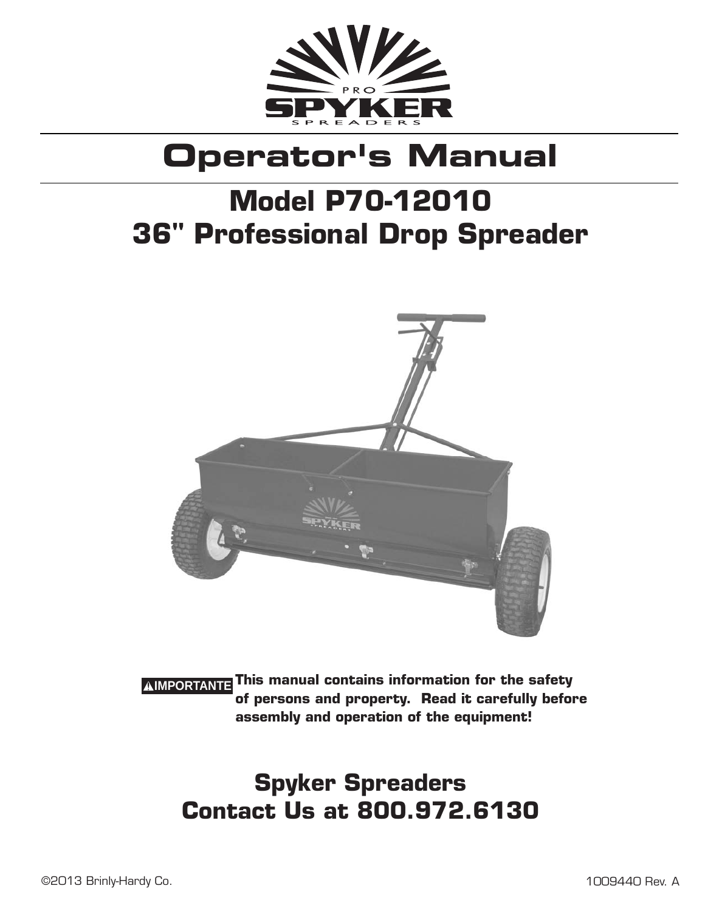PRO SPYKER SPREADERS

# Operator's Manual

## Model P70-12010
## 36" Professional Drop Spreader

**⚠IMPORTANTE** **This manual contains information for the safety of persons and property. Read it carefully before assembly and operation of the equipment!**

## Spyker Spreaders
## Contact Us at 800.972.6130

©2013 Brinly-Hardy Co.

1009440 Rev. A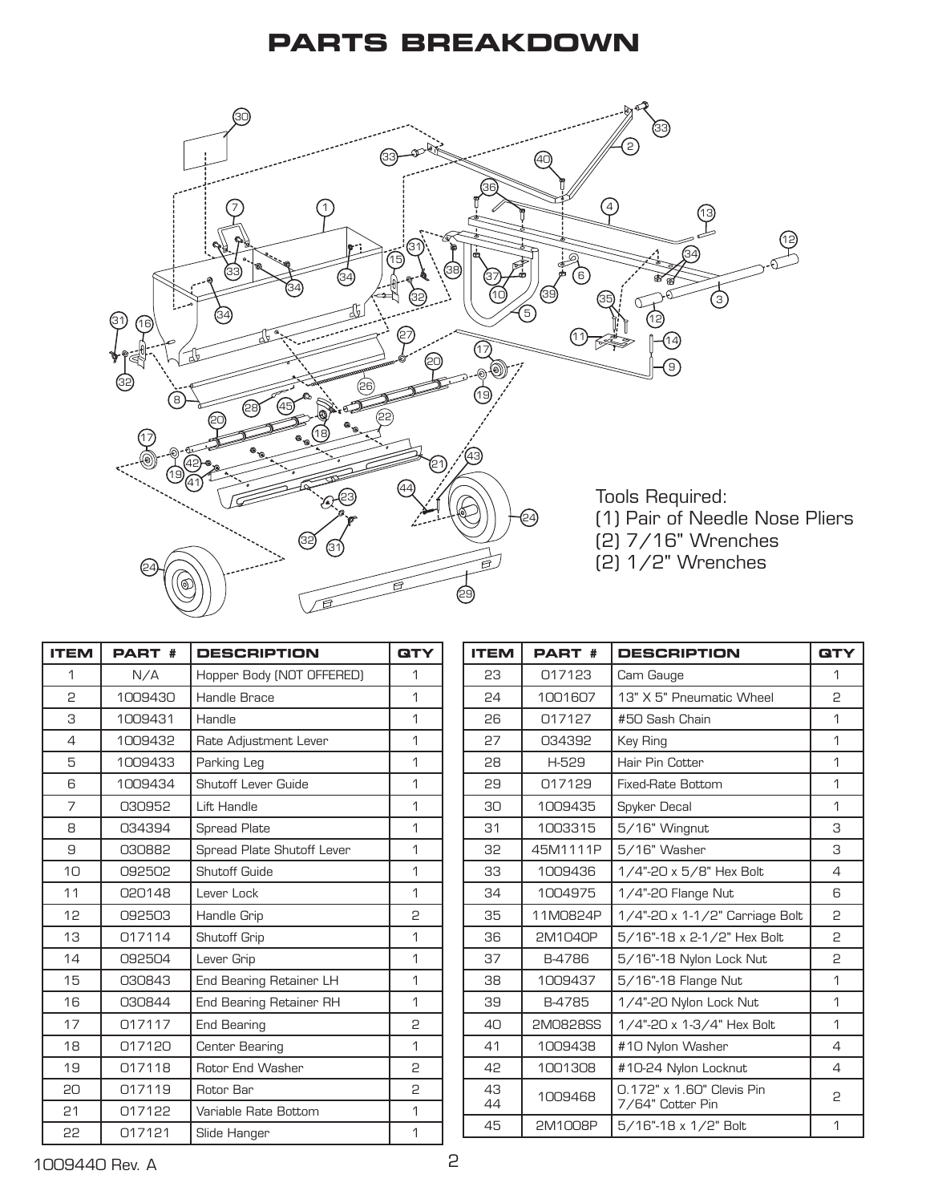# PARTS BREAKDOWN

Tools Required:
(1) Pair of Needle Nose Pliers
(2) 7/16" Wrenches
(2) 1/2" Wrenches

| ITEM | PART # | DESCRIPTION | QTY |
|---|---|---|---|
| 1 | N/A | Hopper Body (NOT OFFERED) | 1 |
| 2 | 1009430 | Handle Brace | 1 |
| 3 | 1009431 | Handle | 1 |
| 4 | 1009432 | Rate Adjustment Lever | 1 |
| 5 | 1009433 | Parking Leg | 1 |
| 6 | 1009434 | Shutoff Lever Guide | 1 |
| 7 | 030952 | Lift Handle | 1 |
| 8 | 034394 | Spread Plate | 1 |
| 9 | 030882 | Spread Plate Shutoff Lever | 1 |
| 10 | 092502 | Shutoff Guide | 1 |
| 11 | 020148 | Lever Lock | 1 |
| 12 | 092503 | Handle Grip | 2 |
| 13 | 017114 | Shutoff Grip | 1 |
| 14 | 092504 | Lever Grip | 1 |
| 15 | 030843 | End Bearing Retainer LH | 1 |
| 16 | 030844 | End Bearing Retainer RH | 1 |
| 17 | 017117 | End Bearing | 2 |
| 18 | 017120 | Center Bearing | 1 |
| 19 | 017118 | Rotor End Washer | 2 |
| 20 | 017119 | Rotor Bar | 2 |
| 21 | 017122 | Variable Rate Bottom | 1 |
| 22 | 017121 | Slide Hanger | 1 |

| ITEM | PART # | DESCRIPTION | QTY |
|---|---|---|---|
| 23 | 017123 | Cam Gauge | 1 |
| 24 | 1001607 | 13" X 5" Pneumatic Wheel | 2 |
| 26 | 017127 | #50 Sash Chain | 1 |
| 27 | 034392 | Key Ring | 1 |
| 28 | H-529 | Hair Pin Cotter | 1 |
| 29 | 017129 | Fixed-Rate Bottom | 1 |
| 30 | 1009435 | Spyker Decal | 1 |
| 31 | 1003315 | 5/16" Wingnut | 3 |
| 32 | 45M1111P | 5/16" Washer | 3 |
| 33 | 1009436 | 1/4"-20 x 5/8" Hex Bolt | 4 |
| 34 | 1004975 | 1/4"-20 Flange Nut | 6 |
| 35 | 11M0824P | 1/4"-20 x 1-1/2" Carriage Bolt | 2 |
| 36 | 2M1040P | 5/16"-18 x 2-1/2" Hex Bolt | 2 |
| 37 | B-4786 | 5/16"-18 Nylon Lock Nut | 2 |
| 38 | 1009437 | 5/16"-18 Flange Nut | 1 |
| 39 | B-4785 | 1/4"-20 Nylon Lock Nut | 1 |
| 40 | 2M0828SS | 1/4"-20 x 1-3/4" Hex Bolt | 1 |
| 41 | 1009438 | #10 Nylon Washer | 4 |
| 42 | 1001308 | #10-24 Nylon Locknut | 4 |
| 43<br>44 | 1009468 | 0.172" x 1.60" Clevis Pin<br>7/64" Cotter Pin | 2 |
| 45 | 2M1008P | 5/16"-18 x 1/2" Bolt | 1 |

1009440 Rev. A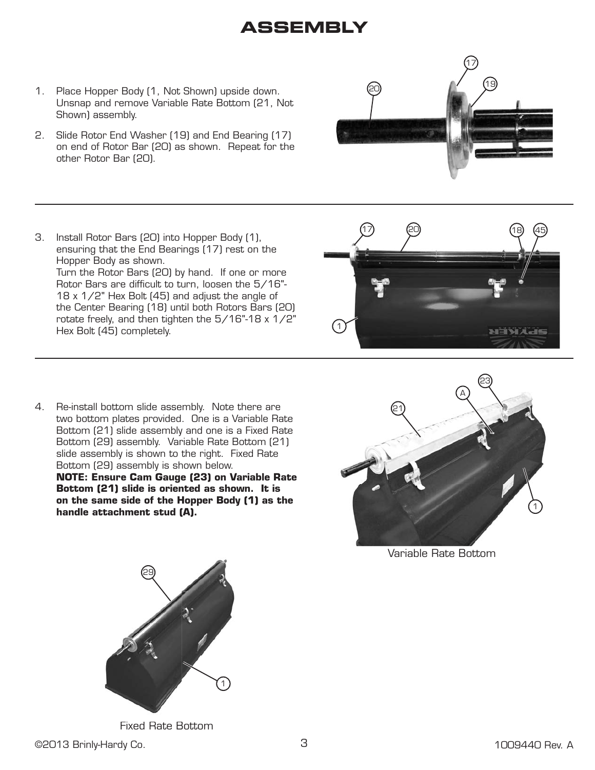# ASSEMBLY

1. Place Hopper Body (1, Not Shown) upside down. Unsnap and remove Variable Rate Bottom (21, Not Shown) assembly.
2. Slide Rotor End Washer (19) and End Bearing (17) on end of Rotor Bar (20) as shown. Repeat for the other Rotor Bar (20).

---

3. Install Rotor Bars (20) into Hopper Body (1), ensuring that the End Bearings (17) rest on the Hopper Body as shown.
   Turn the Rotor Bars (20) by hand. If one or more Rotor Bars are difficult to turn, loosen the 5/16"-18 x 1/2" Hex Bolt (45) and adjust the angle of the Center Bearing (18) until both Rotors Bars (20) rotate freely, and then tighten the 5/16"-18 x 1/2" Hex Bolt (45) completely.

---

4. Re-install bottom slide assembly. Note there are two bottom plates provided. One is a Variable Rate Bottom (21) slide assembly and one is a Fixed Rate Bottom (29) assembly. Variable Rate Bottom (21) slide assembly is shown to the right. Fixed Rate Bottom (29) assembly is shown below.
   **NOTE: Ensure Cam Gauge (23) on Variable Rate Bottom (21) slide is oriented as shown. It is on the same side of the Hopper Body (1) as the handle attachment stud (A).**

Variable Rate Bottom

Fixed Rate Bottom

©2013 Brinly-Hardy Co.

1009440 Rev. A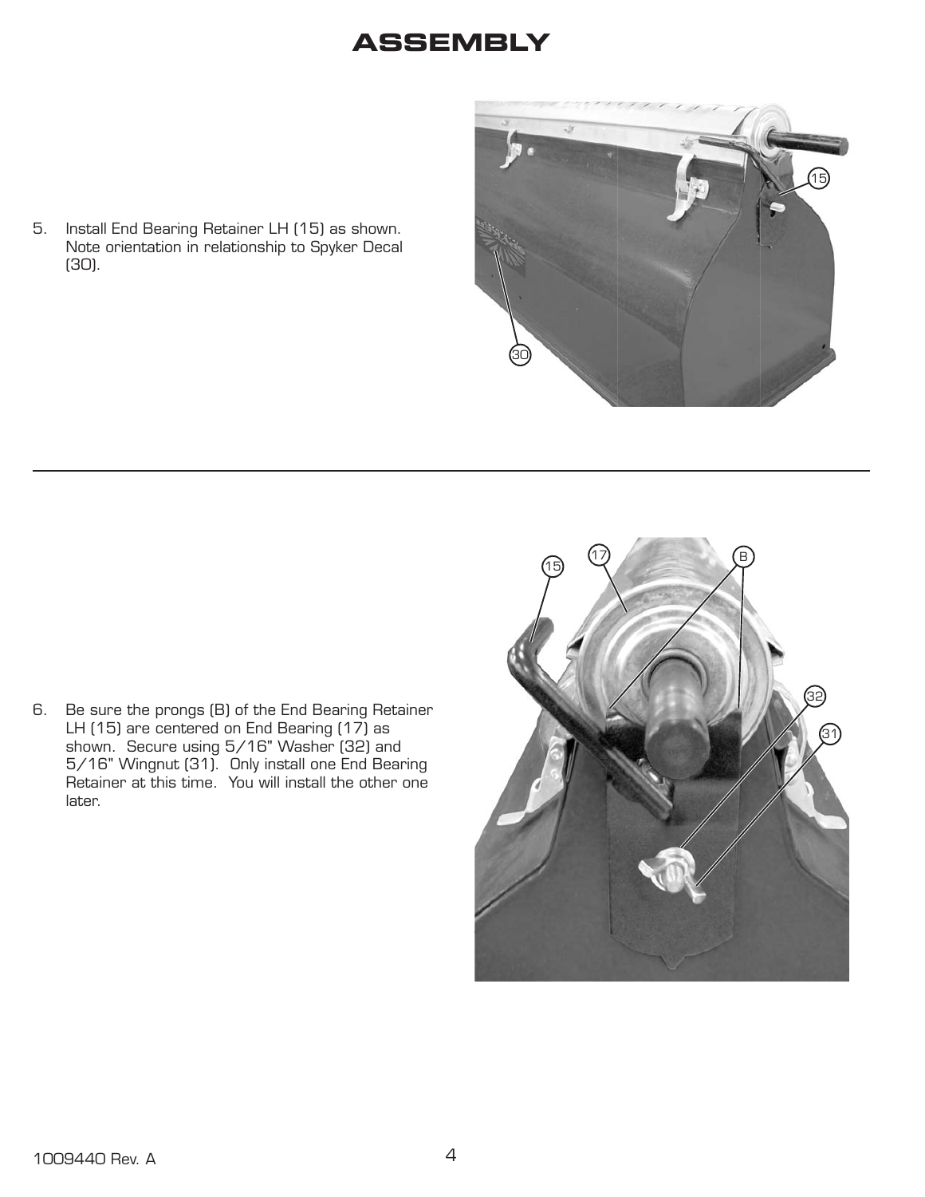# ASSEMBLY

5. Install End Bearing Retainer LH (15) as shown. Note orientation in relationship to Spyker Decal (30).

---

6. Be sure the prongs (B) of the End Bearing Retainer LH (15) are centered on End Bearing (17) as shown. Secure using 5/16" Washer (32) and 5/16" Wingnut (31). Only install one End Bearing Retainer at this time. You will install the other one later.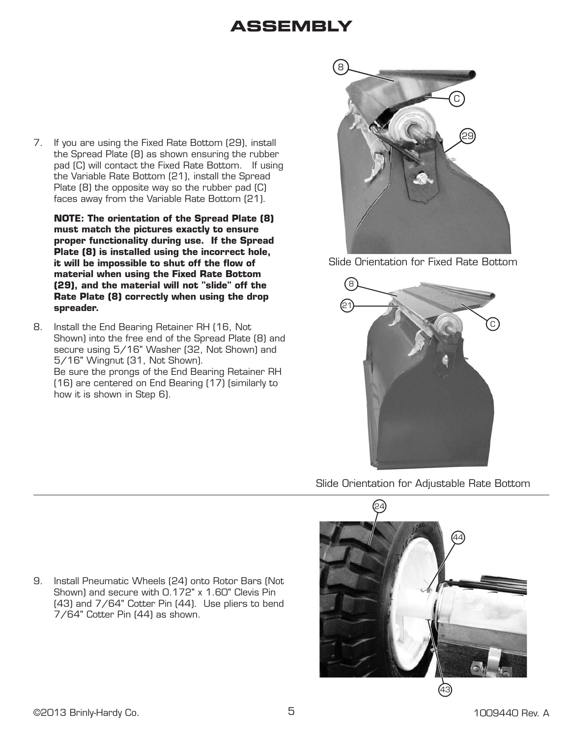# ASSEMBLY

7. If you are using the Fixed Rate Bottom (29), install the Spread Plate (8) as shown ensuring the rubber pad (C) will contact the Fixed Rate Bottom. If using the Variable Rate Bottom (21), install the Spread Plate (8) the opposite way so the rubber pad (C) faces away from the Variable Rate Bottom (21).

   **NOTE: The orientation of the Spread Plate (8) must match the pictures exactly to ensure proper functionality during use. If the Spread Plate (8) is installed using the incorrect hole, it will be impossible to shut off the flow of material when using the Fixed Rate Bottom (29), and the material will not "slide" off the Rate Plate (8) correctly when using the drop spreader.**

8. Install the End Bearing Retainer RH (16, Not Shown) into the free end of the Spread Plate (8) and secure using 5/16" Washer (32, Not Shown) and 5/16" Wingnut (31, Not Shown).
   Be sure the prongs of the End Bearing Retainer RH (16) are centered on End Bearing (17) (similarly to how it is shown in Step 6).

8
C
29

Slide Orientation for Fixed Rate Bottom

8
21
C

Slide Orientation for Adjustable Rate Bottom

---

9. Install Pneumatic Wheels (24) onto Rotor Bars (Not Shown) and secure with 0.172" x 1.60" Clevis Pin (43) and 7/64" Cotter Pin (44). Use pliers to bend 7/64" Cotter Pin (44) as shown.

24
44
43

©2013 Brinly-Hardy Co. 1009440 Rev. A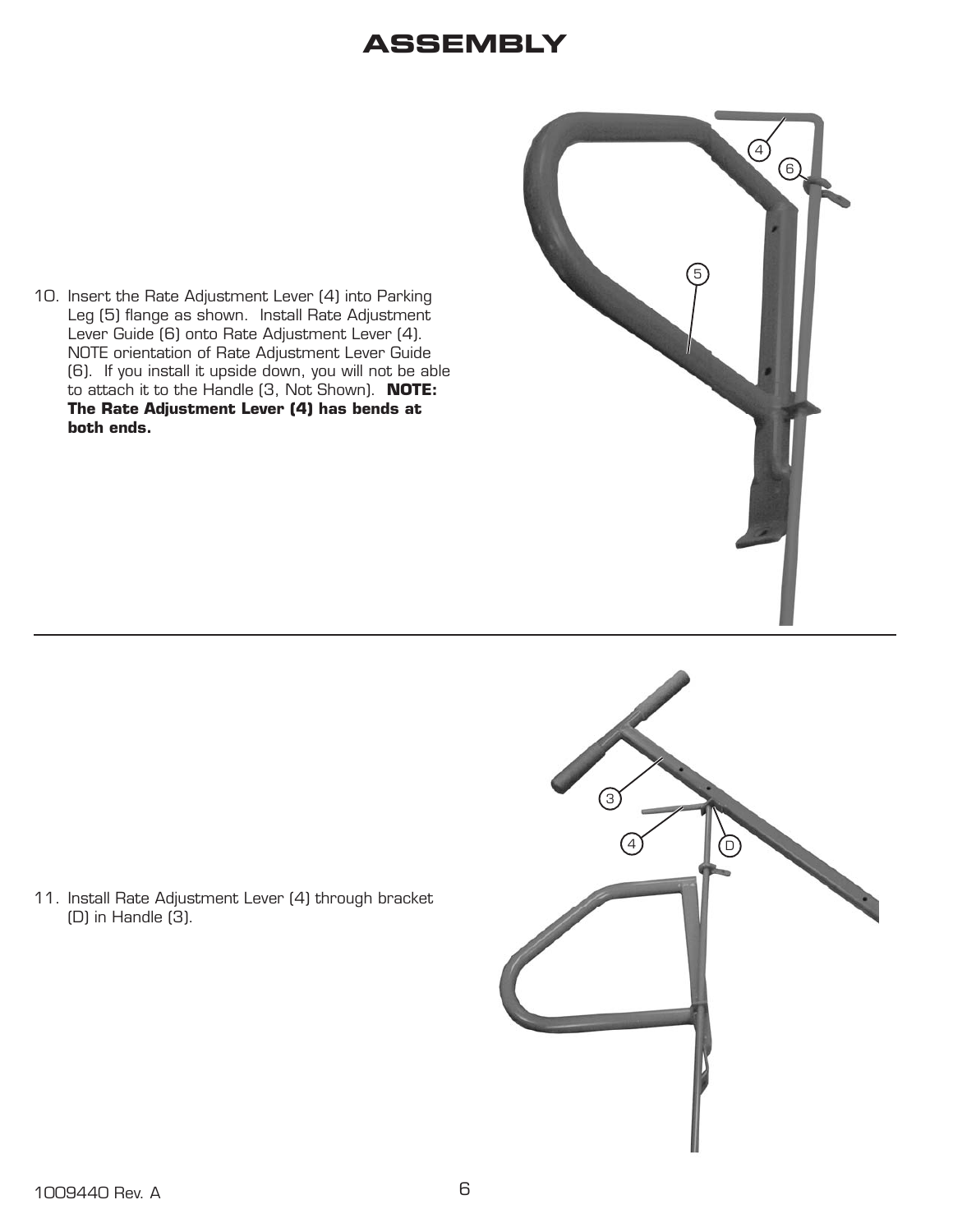# ASSEMBLY

10. Insert the Rate Adjustment Lever (4) into Parking Leg (5) flange as shown. Install Rate Adjustment Lever Guide (6) onto Rate Adjustment Lever (4). NOTE orientation of Rate Adjustment Lever Guide (6). If you install it upside down, you will not be able to attach it to the Handle (3, Not Shown). **NOTE: The Rate Adjustment Lever (4) has bends at both ends.**

11. Install Rate Adjustment Lever (4) through bracket (D) in Handle (3).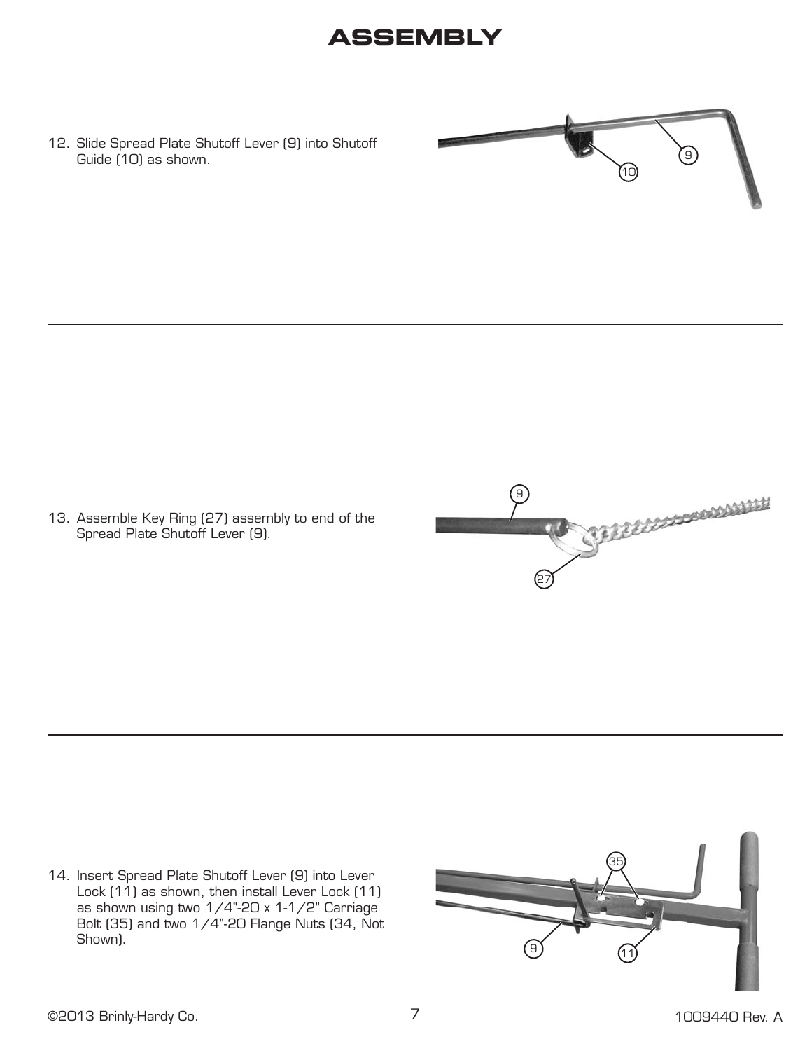# ASSEMBLY

12. Slide Spread Plate Shutoff Lever (9) into Shutoff Guide (10) as shown.

10

9

---

13. Assemble Key Ring (27) assembly to end of the Spread Plate Shutoff Lever (9).

9

27

---

14. Insert Spread Plate Shutoff Lever (9) into Lever Lock (11) as shown, then install Lever Lock (11) as shown using two 1/4"-20 x 1-1/2" Carriage Bolt (35) and two 1/4"-20 Flange Nuts (34, Not Shown).

35

9

11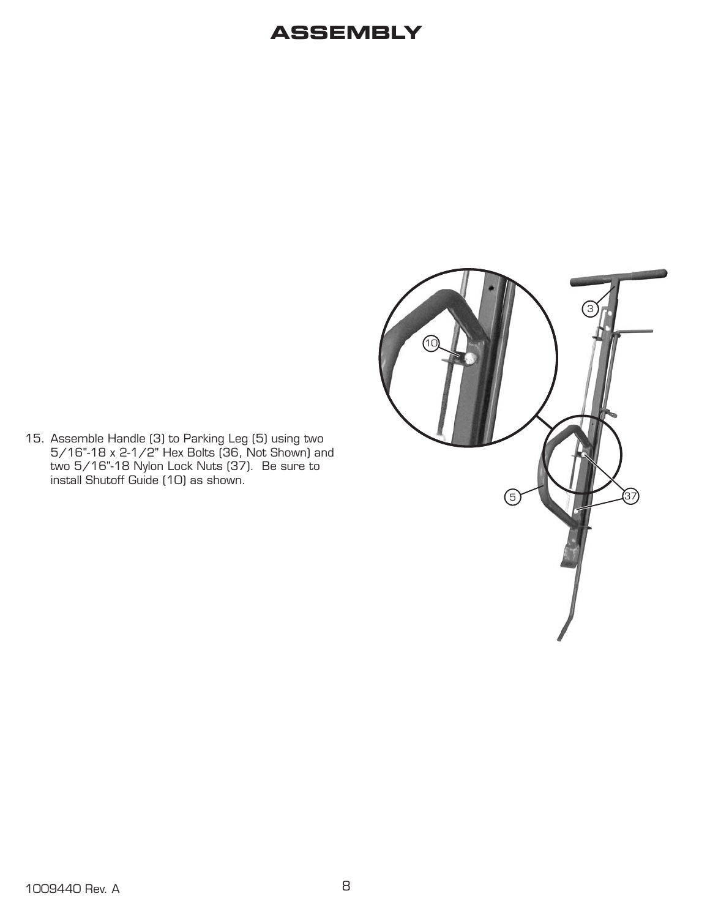# ASSEMBLY

15. Assemble Handle (3) to Parking Leg (5) using two 5/16"-18 x 2-1/2" Hex Bolts (36, Not Shown) and two 5/16"-18 Nylon Lock Nuts (37). Be sure to install Shutoff Guide (10) as shown.

10

3

5

37

1009440 Rev. A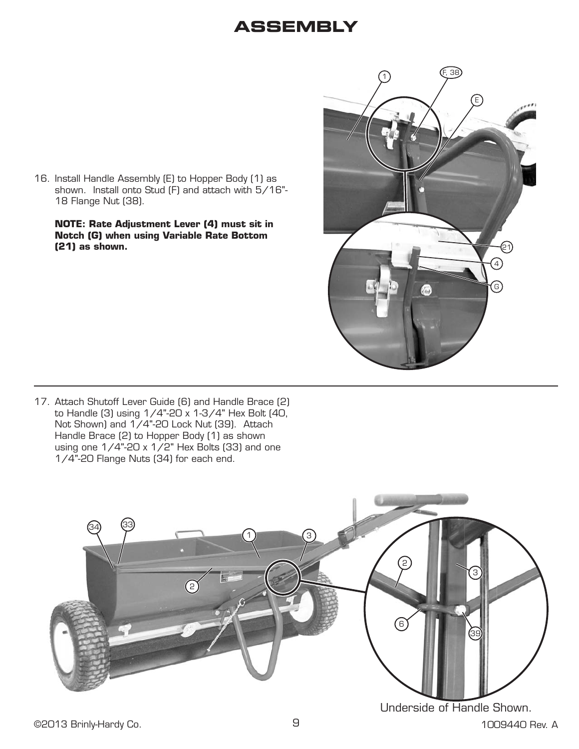# ASSEMBLY

16. Install Handle Assembly (E) to Hopper Body (1) as shown. Install onto Stud (F) and attach with 5/16"-18 Flange Nut (38).

    **NOTE: Rate Adjustment Lever (4) must sit in Notch (G) when using Variable Rate Bottom (21) as shown.**

1
F, 38
E
21
4
G

17. Attach Shutoff Lever Guide (6) and Handle Brace (2) to Handle (3) using 1/4"-20 x 1-3/4" Hex Bolt (40, Not Shown) and 1/4"-20 Lock Nut (39). Attach Handle Brace (2) to Hopper Body (1) as shown using one 1/4"-20 x 1/2" Hex Bolts (33) and one 1/4"-20 Flange Nuts (34) for each end.

34
33
1
3
2
2
3
6
39

Underside of Handle Shown.

©2013 Brinly-Hardy Co.

1009440 Rev. A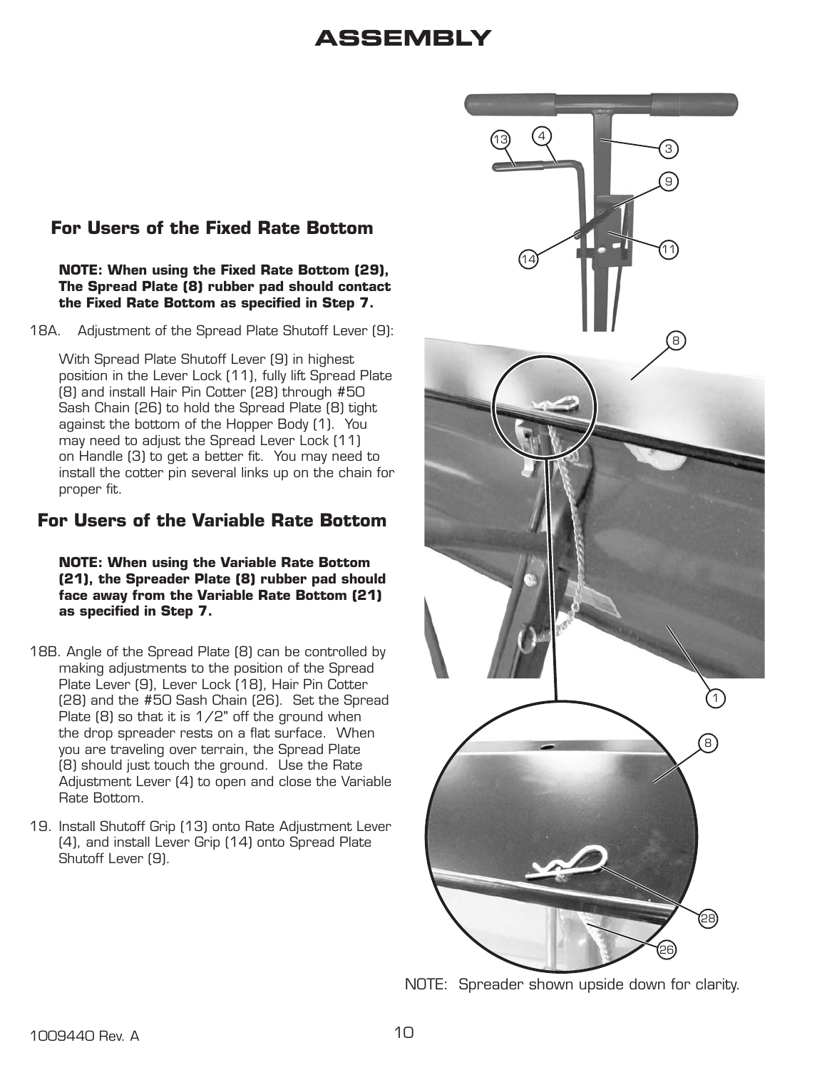# ASSEMBLY

## For Users of the Fixed Rate Bottom

**NOTE: When using the Fixed Rate Bottom (29), The Spread Plate (8) rubber pad should contact the Fixed Rate Bottom as specified in Step 7.**

18A. Adjustment of the Spread Plate Shutoff Lever (9):

With Spread Plate Shutoff Lever (9) in highest position in the Lever Lock (11), fully lift Spread Plate (8) and install Hair Pin Cotter (28) through #50 Sash Chain (26) to hold the Spread Plate (8) tight against the bottom of the Hopper Body (1). You may need to adjust the Spread Lever Lock (11) on Handle (3) to get a better fit. You may need to install the cotter pin several links up on the chain for proper fit.

## For Users of the Variable Rate Bottom

**NOTE: When using the Variable Rate Bottom (21), the Spreader Plate (8) rubber pad should face away from the Variable Rate Bottom (21) as specified in Step 7.**

18B. Angle of the Spread Plate (8) can be controlled by making adjustments to the position of the Spread Plate Lever (9), Lever Lock (18), Hair Pin Cotter (28) and the #50 Sash Chain (26). Set the Spread Plate (8) so that it is 1/2" off the ground when the drop spreader rests on a flat surface. When you are traveling over terrain, the Spread Plate (8) should just touch the ground. Use the Rate Adjustment Lever (4) to open and close the Variable Rate Bottom.

19. Install Shutoff Grip (13) onto Rate Adjustment Lever (4), and install Lever Grip (14) onto Spread Plate Shutoff Lever (9).

13
4
3
9
11
14
8
1
8
28
26

NOTE: Spreader shown upside down for clarity.

1009440 Rev. A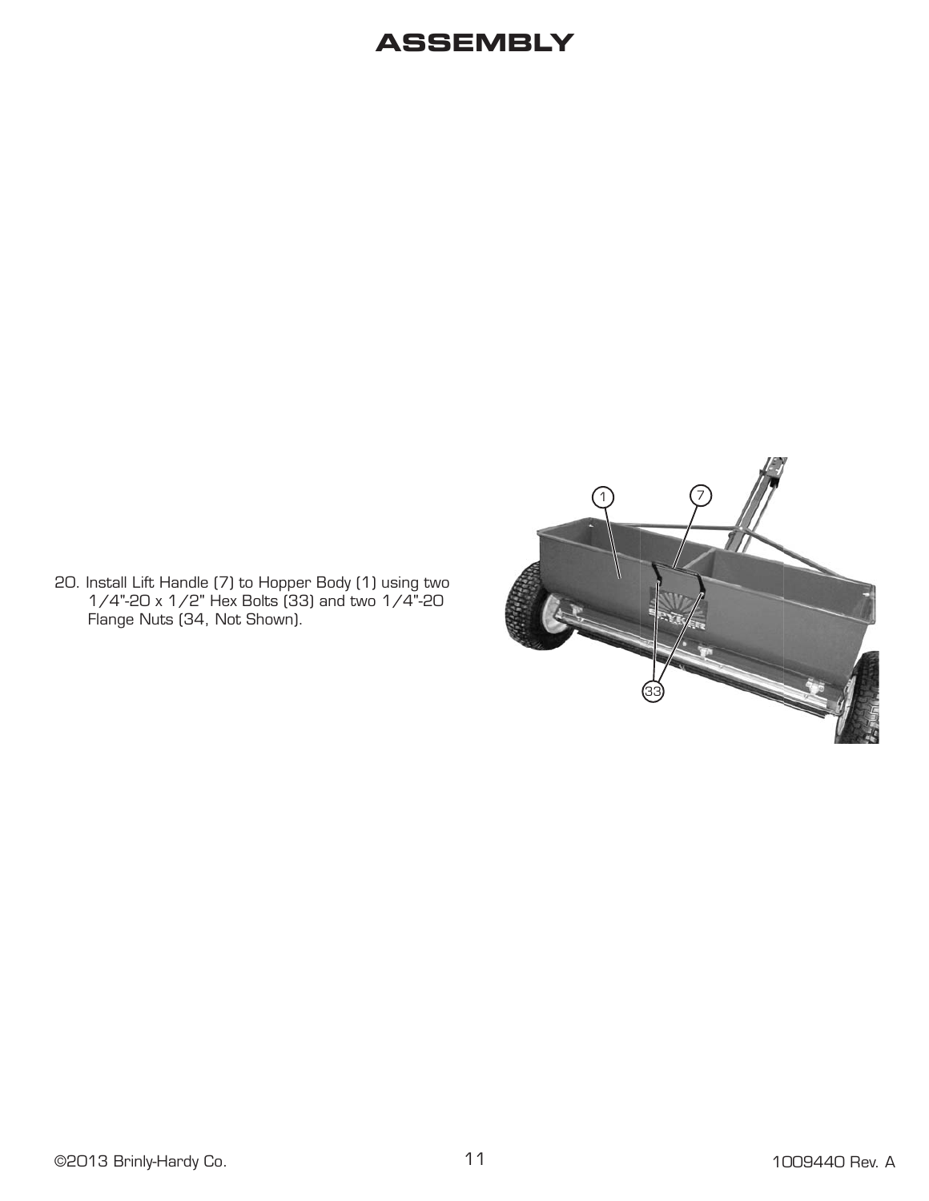# ASSEMBLY

20. Install Lift Handle (7) to Hopper Body (1) using two 1/4"-20 x 1/2" Hex Bolts (33) and two 1/4"-20 Flange Nuts (34, Not Shown).

1

7

33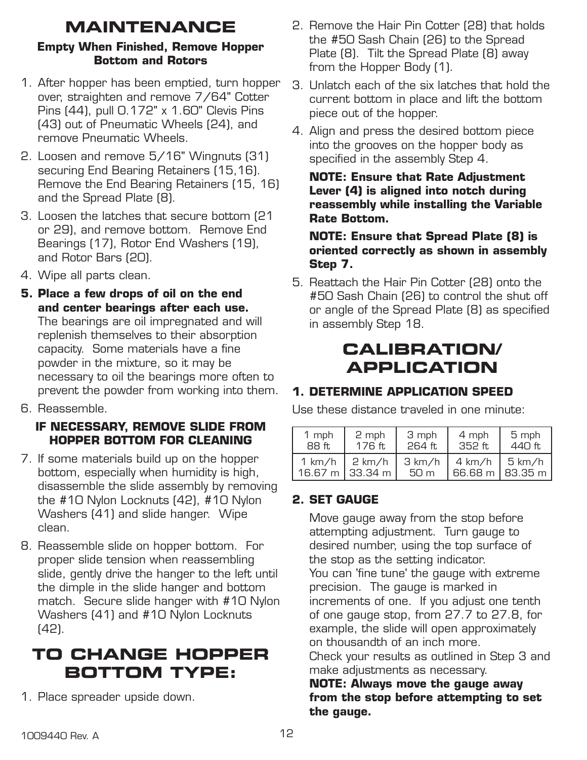# MAINTENANCE

**Empty When Finished, Remove Hopper Bottom and Rotors**

1. After hopper has been emptied, turn hopper over, straighten and remove 7/64" Cotter Pins (44), pull 0.172" x 1.60" Clevis Pins (43) out of Pneumatic Wheels (24), and remove Pneumatic Wheels.
2. Loosen and remove 5/16" Wingnuts (31) securing End Bearing Retainers (15,16). Remove the End Bearing Retainers (15, 16) and the Spread Plate (8).
3. Loosen the latches that secure bottom (21 or 29), and remove bottom. Remove End Bearings (17), Rotor End Washers (19), and Rotor Bars (20).
4. Wipe all parts clean.
5. **Place a few drops of oil on the end and center bearings after each use.** The bearings are oil impregnated and will replenish themselves to their absorption capacity. Some materials have a fine powder in the mixture, so it may be necessary to oil the bearings more often to prevent the powder from working into them.
6. Reassemble.

**IF NECESSARY, REMOVE SLIDE FROM HOPPER BOTTOM FOR CLEANING**

7. If some materials build up on the hopper bottom, especially when humidity is high, disassemble the slide assembly by removing the #10 Nylon Locknuts (42), #10 Nylon Washers (41) and slide hanger. Wipe clean.
8. Reassemble slide on hopper bottom. For proper slide tension when reassembling slide, gently drive the hanger to the left until the dimple in the slide hanger and bottom match. Secure slide hanger with #10 Nylon Washers (41) and #10 Nylon Locknuts (42).

# TO CHANGE HOPPER BOTTOM TYPE:

1. Place spreader upside down.
2. Remove the Hair Pin Cotter (28) that holds the #50 Sash Chain (26) to the Spread Plate (8). Tilt the Spread Plate (8) away from the Hopper Body (1).
3. Unlatch each of the six latches that hold the current bottom in place and lift the bottom piece out of the hopper.
4. Align and press the desired bottom piece into the grooves on the hopper body as specified in the assembly Step 4.

   **NOTE: Ensure that Rate Adjustment Lever (4) is aligned into notch during reassembly while installing the Variable Rate Bottom.**

   **NOTE: Ensure that Spread Plate (8) is oriented correctly as shown in assembly Step 7.**

5. Reattach the Hair Pin Cotter (28) onto the #50 Sash Chain (26) to control the shut off or angle of the Spread Plate (8) as specified in assembly Step 18.

# CALIBRATION/ APPLICATION

### 1. DETERMINE APPLICATION SPEED

Use these distance traveled in one minute:

| | | | | |
|---|---|---|---|---|
| 1 mph 88 ft | 2 mph 176 ft | 3 mph 264 ft | 4 mph 352 ft | 5 mph 440 ft |
| 1 km/h 16.67 m | 2 km/h 33.34 m | 3 km/h 50 m | 4 km/h 66.68 m | 5 km/h 83.35 m |

### 2. SET GAUGE

Move gauge away from the stop before attempting adjustment. Turn gauge to desired number, using the top surface of the stop as the setting indicator.
You can 'fine tune' the gauge with extreme precision. The gauge is marked in increments of one. If you adjust one tenth of one gauge stop, from 27.7 to 27.8, for example, the slide will open approximately on thousandth of an inch more.
Check your results as outlined in Step 3 and make adjustments as necessary.
**NOTE: Always move the gauge away from the stop before attempting to set the gauge.**

1009440 Rev. A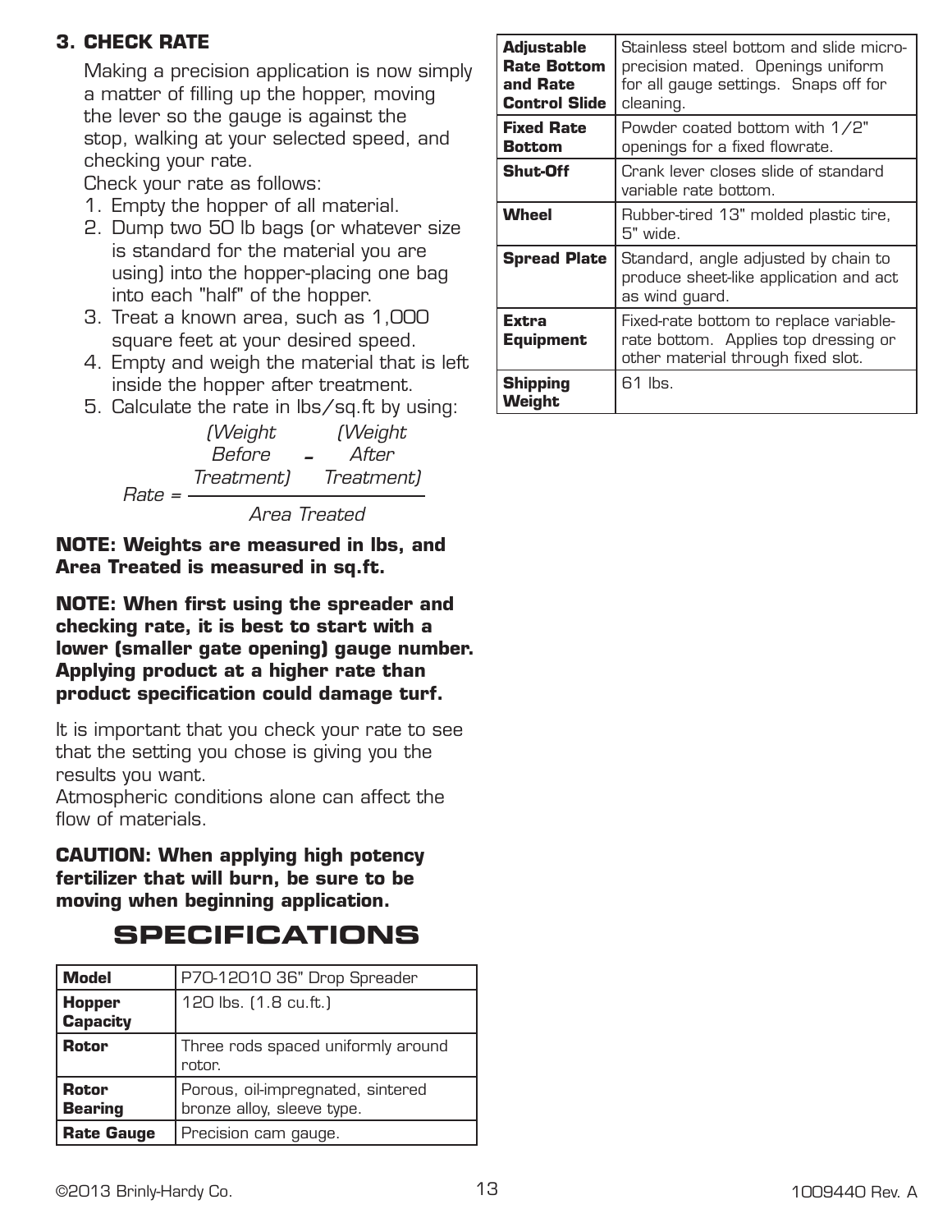## 3. CHECK RATE

Making a precision application is now simply a matter of filling up the hopper, moving the lever so the gauge is against the stop, walking at your selected speed, and checking your rate.

Check your rate as follows:

1. Empty the hopper of all material.
2. Dump two 50 lb bags (or whatever size is standard for the material you are using) into the hopper-placing one bag into each "half" of the hopper.
3. Treat a known area, such as 1,000 square feet at your desired speed.
4. Empty and weigh the material that is left inside the hopper after treatment.
5. Calculate the rate in lbs/sq.ft by using:

$$Rate = \frac{(Weight\ Before\ Treatment) - (Weight\ After\ Treatment)}{Area\ Treated}$$

**NOTE: Weights are measured in lbs, and Area Treated is measured in sq.ft.**

**NOTE: When first using the spreader and checking rate, it is best to start with a lower (smaller gate opening) gauge number. Applying product at a higher rate than product specification could damage turf.**

It is important that you check your rate to see that the setting you chose is giving you the results you want.

Atmospheric conditions alone can affect the flow of materials.

**CAUTION: When applying high potency fertilizer that will burn, be sure to be moving when beginning application.**

# SPECIFICATIONS

| | |
|---|---|
| **Model** | P70-12010 36" Drop Spreader |
| **Hopper Capacity** | 120 lbs. (1.8 cu.ft.) |
| **Rotor** | Three rods spaced uniformly around rotor. |
| **Rotor Bearing** | Porous, oil-impregnated, sintered bronze alloy, sleeve type. |
| **Rate Gauge** | Precision cam gauge. |
| **Adjustable Rate Bottom and Rate Control Slide** | Stainless steel bottom and slide micro-precision mated. Openings uniform for all gauge settings. Snaps off for cleaning. |
| **Fixed Rate Bottom** | Powder coated bottom with 1/2" openings for a fixed flowrate. |
| **Shut-Off** | Crank lever closes slide of standard variable rate bottom. |
| **Wheel** | Rubber-tired 13" molded plastic tire, 5" wide. |
| **Spread Plate** | Standard, angle adjusted by chain to produce sheet-like application and act as wind guard. |
| **Extra Equipment** | Fixed-rate bottom to replace variable-rate bottom. Applies top dressing or other material through fixed slot. |
| **Shipping Weight** | 61 lbs. |

©2013 Brinly-Hardy Co. 1009440 Rev. A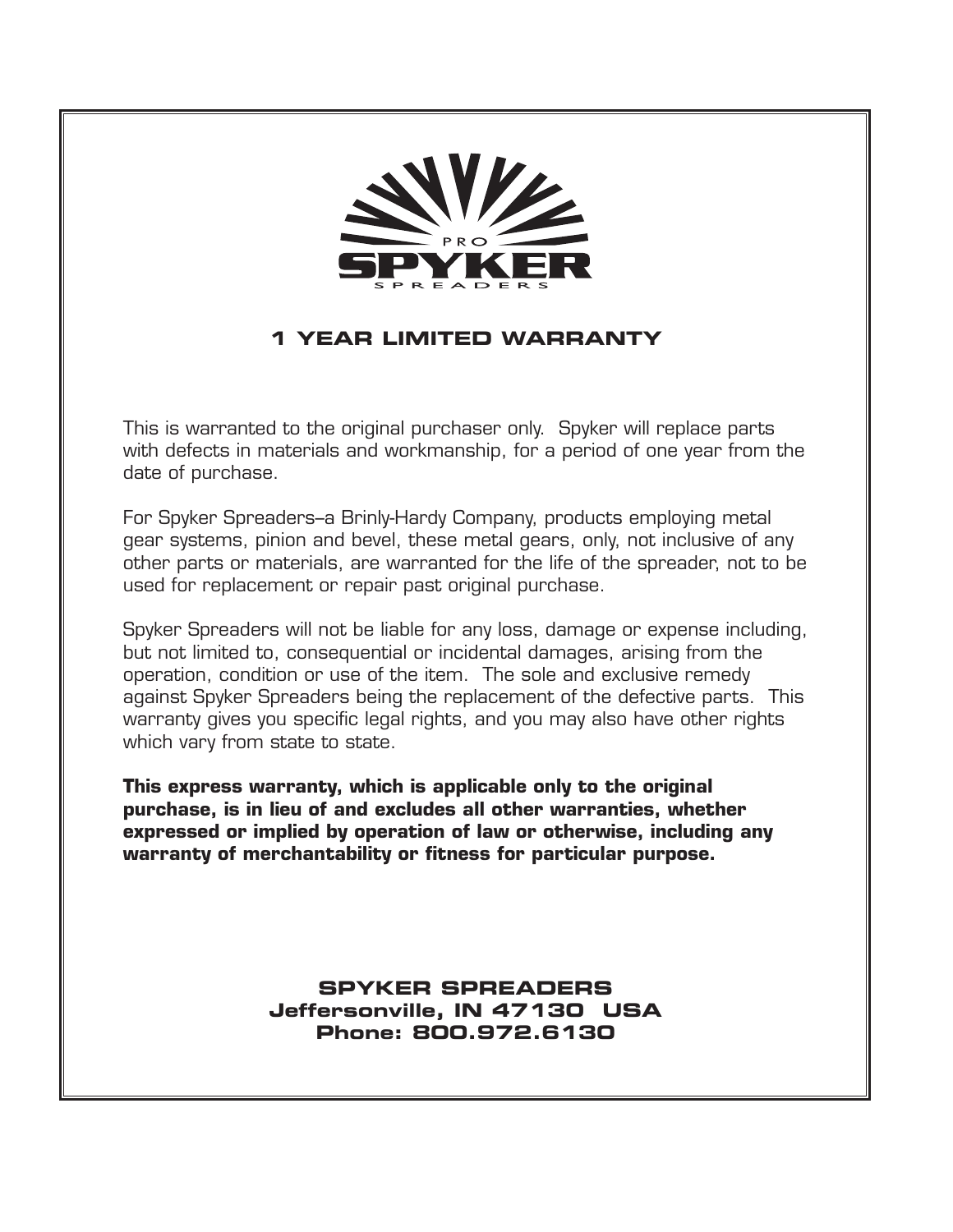PRO SPYKER SPREADERS

## 1 YEAR LIMITED WARRANTY

This is warranted to the original purchaser only. Spyker will replace parts with defects in materials and workmanship, for a period of one year from the date of purchase.

For Spyker Spreaders–a Brinly-Hardy Company, products employing metal gear systems, pinion and bevel, these metal gears, only, not inclusive of any other parts or materials, are warranted for the life of the spreader, not to be used for replacement or repair past original purchase.

Spyker Spreaders will not be liable for any loss, damage or expense including, but not limited to, consequential or incidental damages, arising from the operation, condition or use of the item. The sole and exclusive remedy against Spyker Spreaders being the replacement of the defective parts. This warranty gives you specific legal rights, and you may also have other rights which vary from state to state.

**This express warranty, which is applicable only to the original purchase, is in lieu of and excludes all other warranties, whether expressed or implied by operation of law or otherwise, including any warranty of merchantability or fitness for particular purpose.**

**SPYKER SPREADERS**
**Jeffersonville, IN 47130 USA**
**Phone: 800.972.6130**